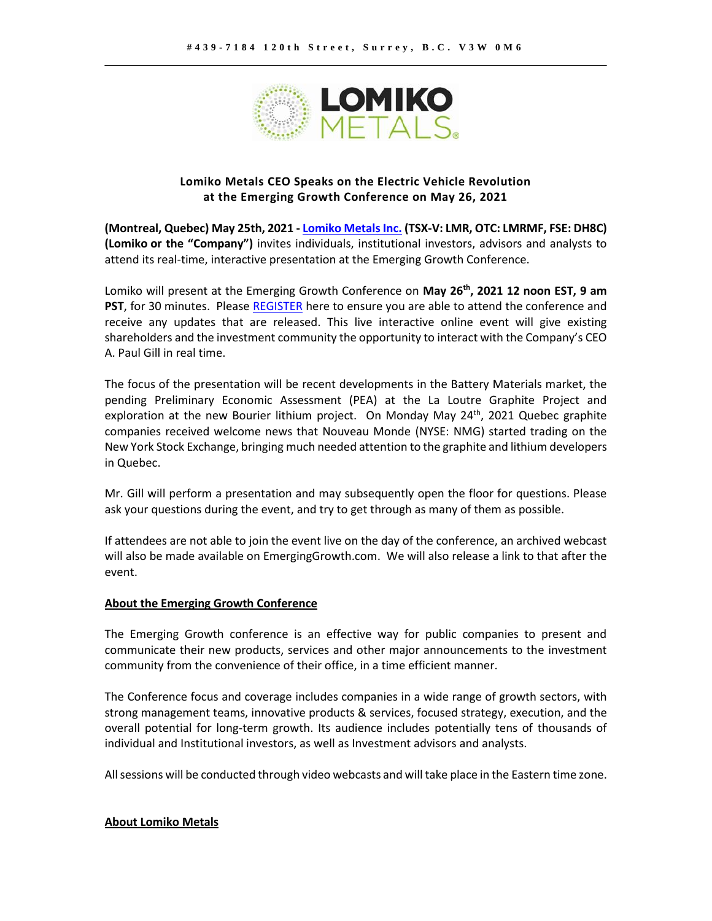#439-7184 120th Street, Surrey, B.C. V3W 0M6

**Lomiko Metals CEO Speaks on the Electric Vehicle Revolution at the Emerging Growth Conference on May 26, 2021**

**(Montreal, Quebec) May 25th, 2021 - Lomiko Metals Inc. (TSX-V: LMR, OTC: LMRMF, FSE: DH8C) (Lomiko or the "Company")** invites individuals, institutional investors, advisors and analysts to attend its real-time, interactive presentation at the Emerging Growth Conference.

Lomiko will present at the Emerging Growth Conference on **May 26th, 2021 12 noon EST, 9 am PST**, for 30 minutes. Please REGISTER here to ensure you are able to attend the conference and receive any updates that are released. This live interactive online event will give existing shareholders and the investment community the opportunity to interact with the Company's CEO A. Paul Gill in real time.

The focus of the presentation will be recent developments in the Battery Materials market, the pending Preliminary Economic Assessment (PEA) at the La Loutre Graphite Project and exploration at the new Bourier lithium project. On Monday May 24th, 2021 Quebec graphite companies received welcome news that Nouveau Monde (NYSE: NMG) started trading on the New York Stock Exchange, bringing much needed attention to the graphite and lithium developers in Quebec.

Mr. Gill will perform a presentation and may subsequently open the floor for questions. Please ask your questions during the event, and try to get through as many of them as possible.

If attendees are not able to join the event live on the day of the conference, an archived webcast will also be made available on EmergingGrowth.com. We will also release a link to that after the event.

**About the Emerging Growth Conference**

The Emerging Growth conference is an effective way for public companies to present and communicate their new products, services and other major announcements to the investment community from the convenience of their office, in a time efficient manner.

The Conference focus and coverage includes companies in a wide range of growth sectors, with strong management teams, innovative products & services, focused strategy, execution, and the overall potential for long-term growth. Its audience includes potentially tens of thousands of individual and Institutional investors, as well as Investment advisors and analysts.

All sessions will be conducted through video webcasts and will take place in the Eastern time zone.

**About Lomiko Metals**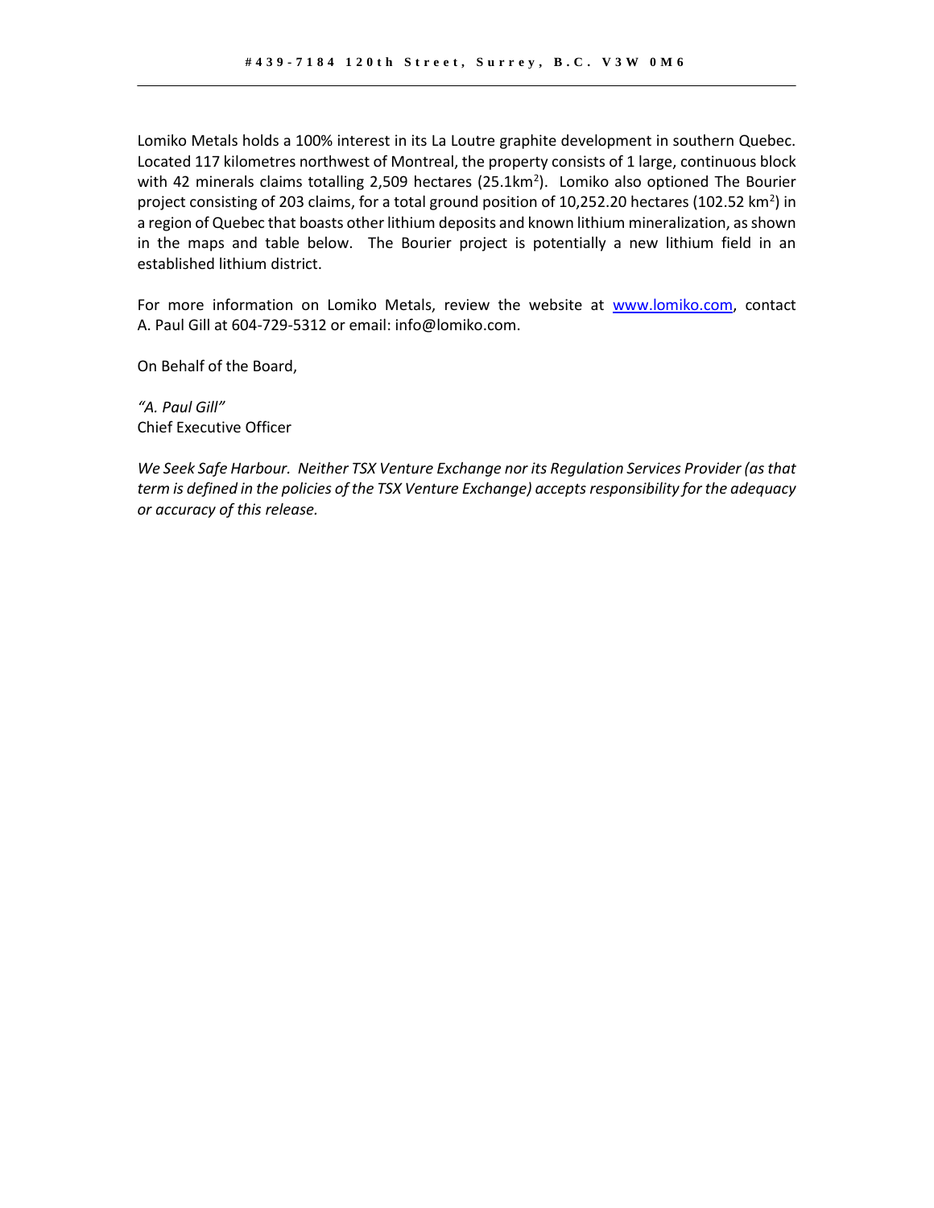Lomiko Metals holds a 100% interest in its La Loutre graphite development in southern Quebec. Located 117 kilometres northwest of Montreal, the property consists of 1 large, continuous block with 42 minerals claims totalling 2,509 hectares (25.1$km^2$). Lomiko also optioned The Bourier project consisting of 203 claims, for a total ground position of 10,252.20 hectares (102.52 $km^2$) in a region of Quebec that boasts other lithium deposits and known lithium mineralization, as shown in the maps and table below. The Bourier project is potentially a new lithium field in an established lithium district.

For more information on Lomiko Metals, review the website at [www.lomiko.com](http://www.lomiko.com), contact A. Paul Gill at 604-729-5312 or email: info@lomiko.com.

On Behalf of the Board,

*"A. Paul Gill"*
Chief Executive Officer

*We Seek Safe Harbour. Neither TSX Venture Exchange nor its Regulation Services Provider (as that term is defined in the policies of the TSX Venture Exchange) accepts responsibility for the adequacy or accuracy of this release.*